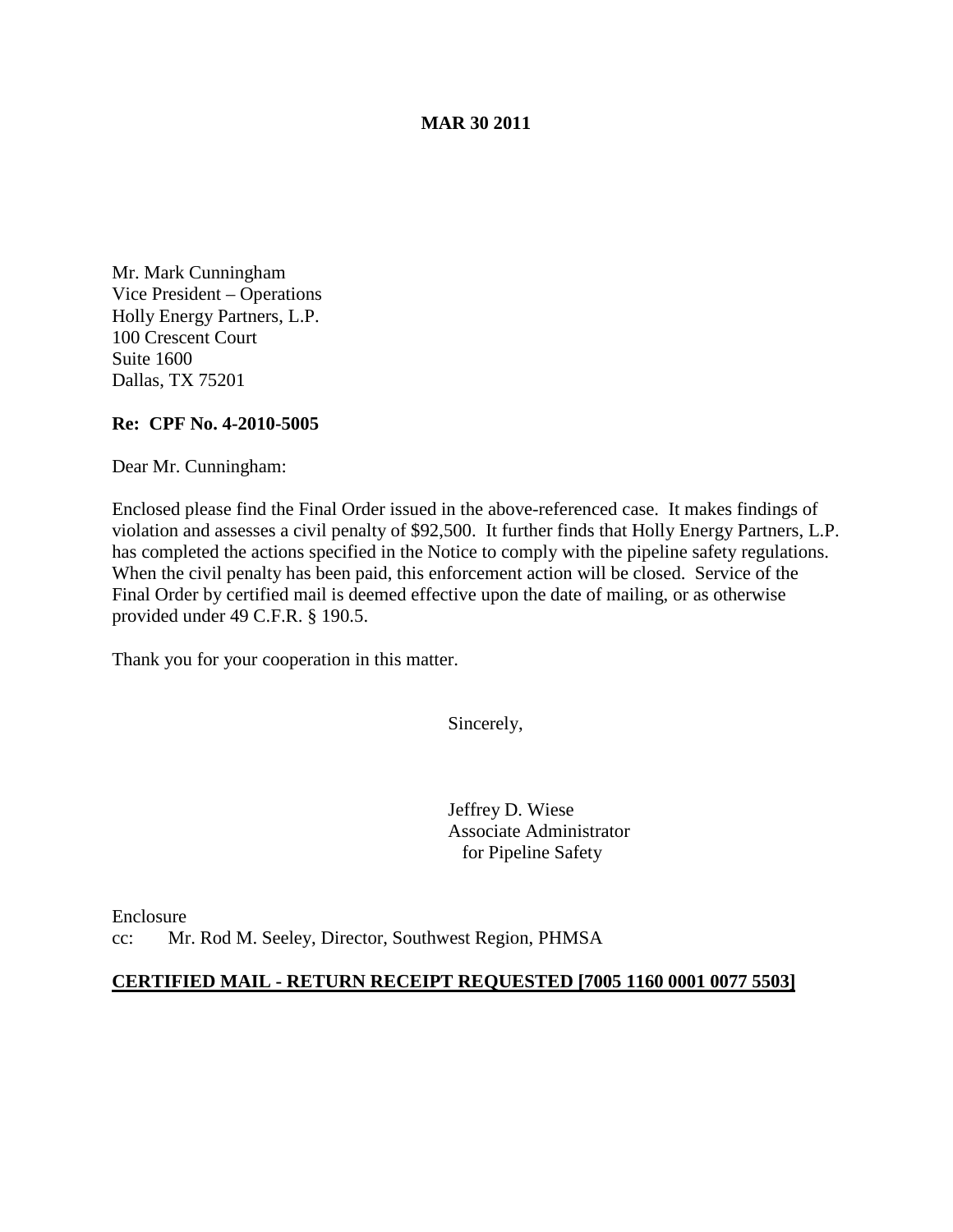**MAR 30 2011**

Mr. Mark Cunningham
Vice President – Operations
Holly Energy Partners, L.P.
100 Crescent Court
Suite 1600
Dallas, TX 75201

**Re: CPF No. 4-2010-5005**

Dear Mr. Cunningham:

Enclosed please find the Final Order issued in the above-referenced case. It makes findings of violation and assesses a civil penalty of $92,500. It further finds that Holly Energy Partners, L.P. has completed the actions specified in the Notice to comply with the pipeline safety regulations. When the civil penalty has been paid, this enforcement action will be closed. Service of the Final Order by certified mail is deemed effective upon the date of mailing, or as otherwise provided under 49 C.F.R. § 190.5.

Thank you for your cooperation in this matter.

Sincerely,

Jeffrey D. Wiese
Associate Administrator
for Pipeline Safety

Enclosure
cc: Mr. Rod M. Seeley, Director, Southwest Region, PHMSA

**CERTIFIED MAIL - RETURN RECEIPT REQUESTED [7005 1160 0001 0077 5503]**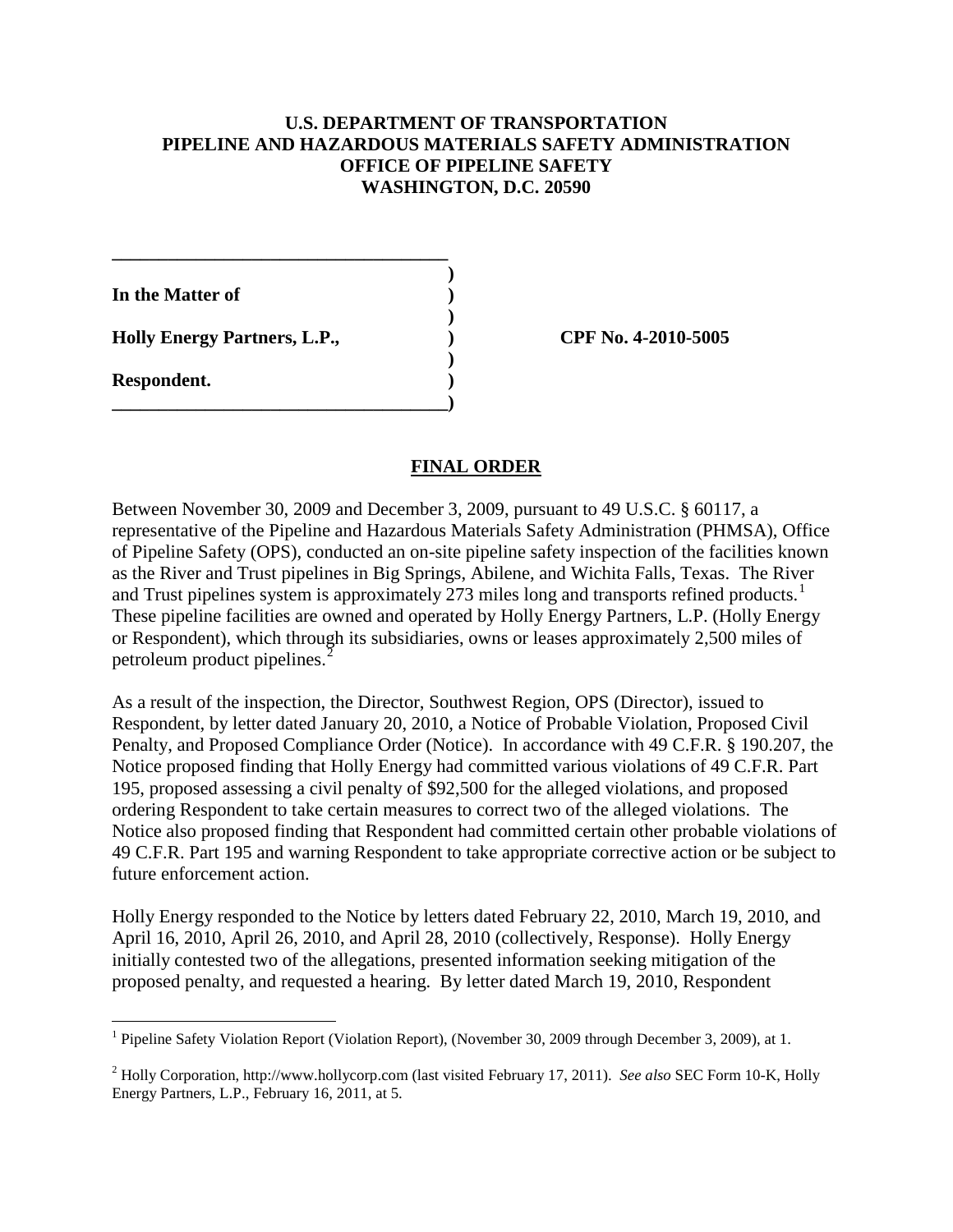**U.S. DEPARTMENT OF TRANSPORTATION**
**PIPELINE AND HAZARDOUS MATERIALS SAFETY ADMINISTRATION**
**OFFICE OF PIPELINE SAFETY**
**WASHINGTON, D.C. 20590**

| | | |
|---|---|---|
| **In the Matter of** | ) | |
| | ) | |
| **Holly Energy Partners, L.P.,** | ) | **CPF No. 4-2010-5005** |
| | ) | |
| **Respondent.** | ) | |

## FINAL ORDER

Between November 30, 2009 and December 3, 2009, pursuant to 49 U.S.C. § 60117, a representative of the Pipeline and Hazardous Materials Safety Administration (PHMSA), Office of Pipeline Safety (OPS), conducted an on-site pipeline safety inspection of the facilities known as the River and Trust pipelines in Big Springs, Abilene, and Wichita Falls, Texas. The River and Trust pipelines system is approximately 273 miles long and transports refined products.[1] These pipeline facilities are owned and operated by Holly Energy Partners, L.P. (Holly Energy or Respondent), which through its subsidiaries, owns or leases approximately 2,500 miles of petroleum product pipelines.[2]

As a result of the inspection, the Director, Southwest Region, OPS (Director), issued to Respondent, by letter dated January 20, 2010, a Notice of Probable Violation, Proposed Civil Penalty, and Proposed Compliance Order (Notice). In accordance with 49 C.F.R. § 190.207, the Notice proposed finding that Holly Energy had committed various violations of 49 C.F.R. Part 195, proposed assessing a civil penalty of $92,500 for the alleged violations, and proposed ordering Respondent to take certain measures to correct two of the alleged violations. The Notice also proposed finding that Respondent had committed certain other probable violations of 49 C.F.R. Part 195 and warning Respondent to take appropriate corrective action or be subject to future enforcement action.

Holly Energy responded to the Notice by letters dated February 22, 2010, March 19, 2010, and April 16, 2010, April 26, 2010, and April 28, 2010 (collectively, Response). Holly Energy initially contested two of the allegations, presented information seeking mitigation of the proposed penalty, and requested a hearing. By letter dated March 19, 2010, Respondent

---

[1] Pipeline Safety Violation Report (Violation Report), (November 30, 2009 through December 3, 2009), at 1.

[2] Holly Corporation, http://www.hollycorp.com (last visited February 17, 2011). *See also* SEC Form 10-K, Holly Energy Partners, L.P., February 16, 2011, at 5.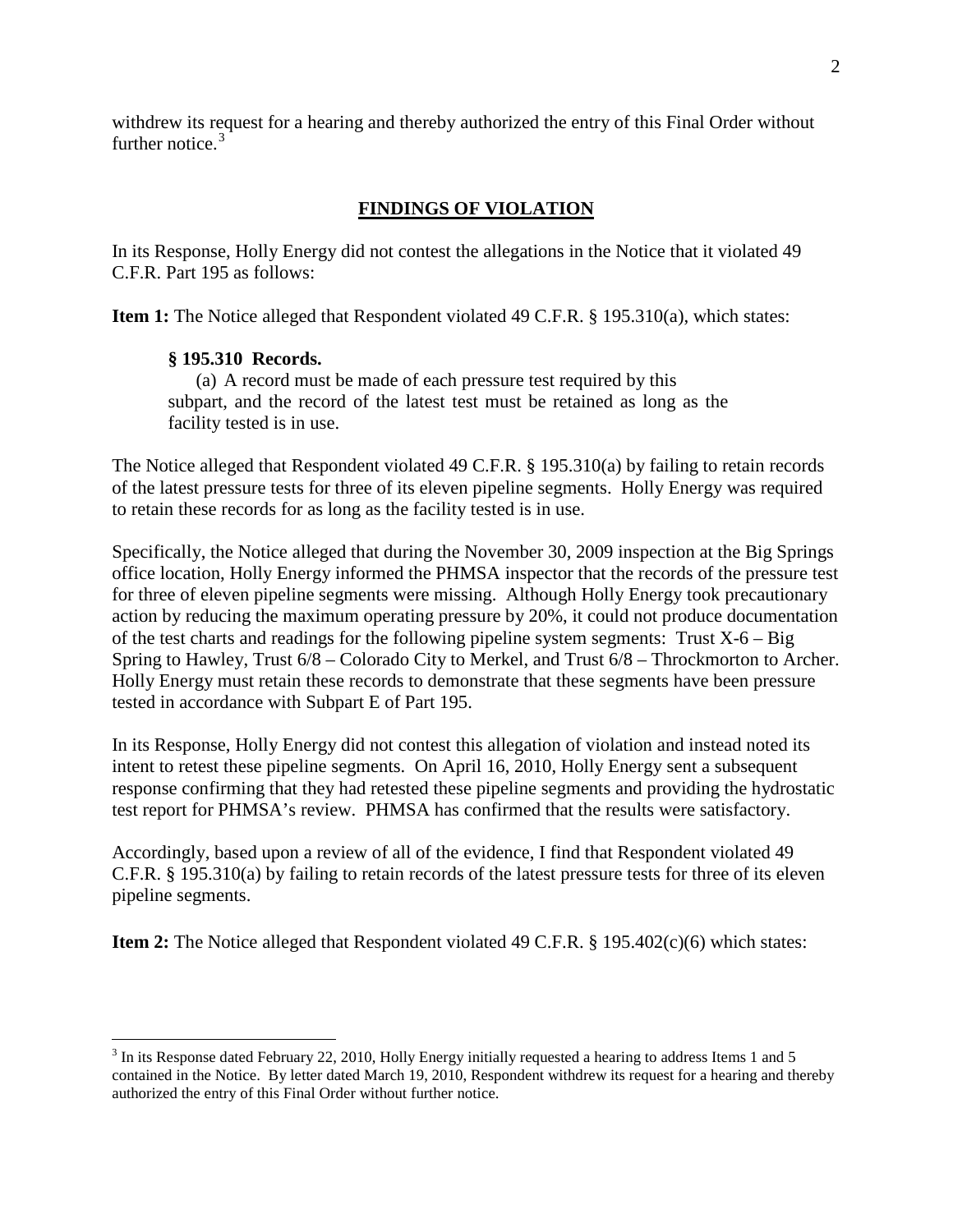withdrew its request for a hearing and thereby authorized the entry of this Final Order without further notice.[3]

## FINDINGS OF VIOLATION

In its Response, Holly Energy did not contest the allegations in the Notice that it violated 49 C.F.R. Part 195 as follows:

**Item 1:** The Notice alleged that Respondent violated 49 C.F.R. § 195.310(a), which states:

> **§ 195.310 Records.**
>
> (a) A record must be made of each pressure test required by this subpart, and the record of the latest test must be retained as long as the facility tested is in use.

The Notice alleged that Respondent violated 49 C.F.R. § 195.310(a) by failing to retain records of the latest pressure tests for three of its eleven pipeline segments. Holly Energy was required to retain these records for as long as the facility tested is in use.

Specifically, the Notice alleged that during the November 30, 2009 inspection at the Big Springs office location, Holly Energy informed the PHMSA inspector that the records of the pressure test for three of eleven pipeline segments were missing. Although Holly Energy took precautionary action by reducing the maximum operating pressure by 20%, it could not produce documentation of the test charts and readings for the following pipeline system segments: Trust X-6 – Big Spring to Hawley, Trust 6/8 – Colorado City to Merkel, and Trust 6/8 – Throckmorton to Archer. Holly Energy must retain these records to demonstrate that these segments have been pressure tested in accordance with Subpart E of Part 195.

In its Response, Holly Energy did not contest this allegation of violation and instead noted its intent to retest these pipeline segments. On April 16, 2010, Holly Energy sent a subsequent response confirming that they had retested these pipeline segments and providing the hydrostatic test report for PHMSA's review. PHMSA has confirmed that the results were satisfactory.

Accordingly, based upon a review of all of the evidence, I find that Respondent violated 49 C.F.R. § 195.310(a) by failing to retain records of the latest pressure tests for three of its eleven pipeline segments.

**Item 2:** The Notice alleged that Respondent violated 49 C.F.R. § 195.402(c)(6) which states:

---

[3] In its Response dated February 22, 2010, Holly Energy initially requested a hearing to address Items 1 and 5 contained in the Notice. By letter dated March 19, 2010, Respondent withdrew its request for a hearing and thereby authorized the entry of this Final Order without further notice.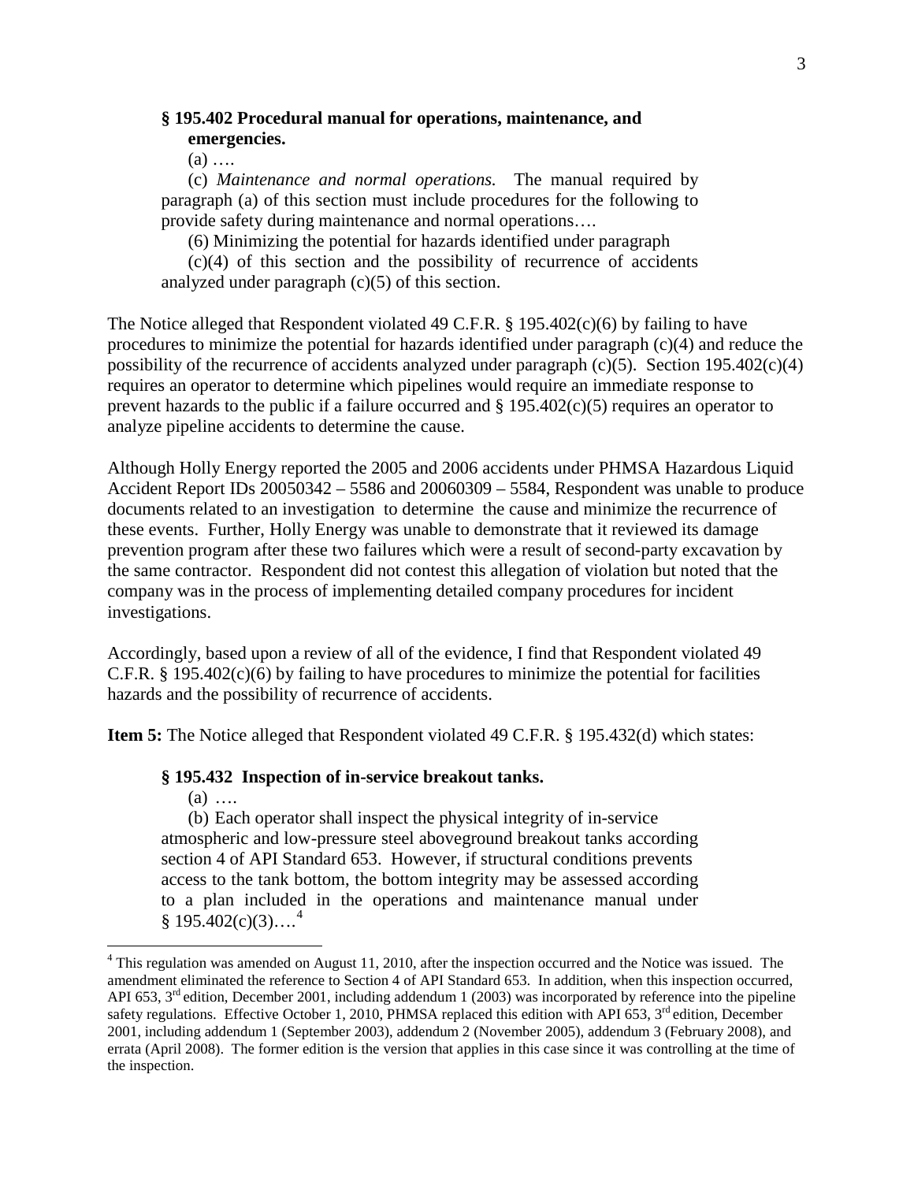**§ 195.402 Procedural manual for operations, maintenance, and emergencies.**

(a) ….

(c) *Maintenance and normal operations.* The manual required by paragraph (a) of this section must include procedures for the following to provide safety during maintenance and normal operations….

(6) Minimizing the potential for hazards identified under paragraph (c)(4) of this section and the possibility of recurrence of accidents analyzed under paragraph (c)(5) of this section.

The Notice alleged that Respondent violated 49 C.F.R. § 195.402(c)(6) by failing to have procedures to minimize the potential for hazards identified under paragraph (c)(4) and reduce the possibility of the recurrence of accidents analyzed under paragraph (c)(5). Section 195.402(c)(4) requires an operator to determine which pipelines would require an immediate response to prevent hazards to the public if a failure occurred and § 195.402(c)(5) requires an operator to analyze pipeline accidents to determine the cause.

Although Holly Energy reported the 2005 and 2006 accidents under PHMSA Hazardous Liquid Accident Report IDs 20050342 – 5586 and 20060309 – 5584, Respondent was unable to produce documents related to an investigation to determine the cause and minimize the recurrence of these events. Further, Holly Energy was unable to demonstrate that it reviewed its damage prevention program after these two failures which were a result of second-party excavation by the same contractor. Respondent did not contest this allegation of violation but noted that the company was in the process of implementing detailed company procedures for incident investigations.

Accordingly, based upon a review of all of the evidence, I find that Respondent violated 49 C.F.R. § 195.402(c)(6) by failing to have procedures to minimize the potential for facilities hazards and the possibility of recurrence of accidents.

**Item 5:** The Notice alleged that Respondent violated 49 C.F.R. § 195.432(d) which states:

**§ 195.432 Inspection of in-service breakout tanks.**

(a) ….

(b) Each operator shall inspect the physical integrity of in-service atmospheric and low-pressure steel aboveground breakout tanks according section 4 of API Standard 653. However, if structural conditions prevents access to the tank bottom, the bottom integrity may be assessed according to a plan included in the operations and maintenance manual under § 195.402(c)(3)….[4]

[4] This regulation was amended on August 11, 2010, after the inspection occurred and the Notice was issued. The amendment eliminated the reference to Section 4 of API Standard 653. In addition, when this inspection occurred, API 653, 3rd edition, December 2001, including addendum 1 (2003) was incorporated by reference into the pipeline safety regulations. Effective October 1, 2010, PHMSA replaced this edition with API 653, 3rd edition, December 2001, including addendum 1 (September 2003), addendum 2 (November 2005), addendum 3 (February 2008), and errata (April 2008). The former edition is the version that applies in this case since it was controlling at the time of the inspection.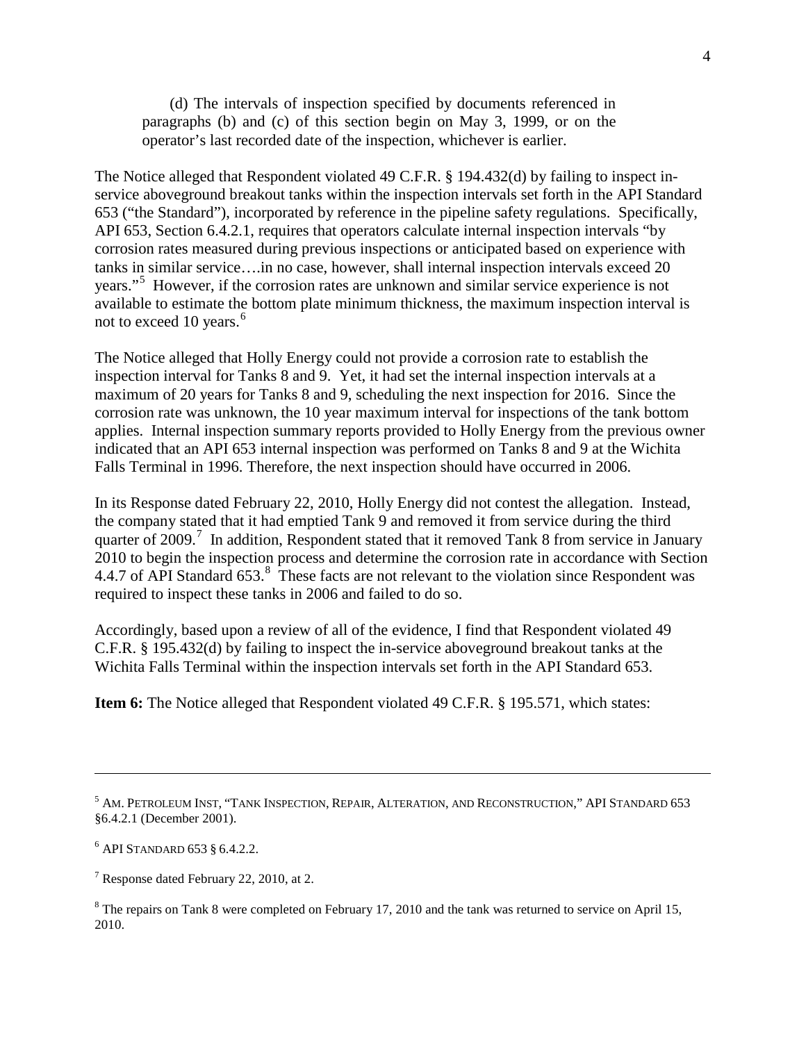(d) The intervals of inspection specified by documents referenced in paragraphs (b) and (c) of this section begin on May 3, 1999, or on the operator's last recorded date of the inspection, whichever is earlier.

The Notice alleged that Respondent violated 49 C.F.R. § 194.432(d) by failing to inspect in-service aboveground breakout tanks within the inspection intervals set forth in the API Standard 653 ("the Standard"), incorporated by reference in the pipeline safety regulations. Specifically, API 653, Section 6.4.2.1, requires that operators calculate internal inspection intervals "by corrosion rates measured during previous inspections or anticipated based on experience with tanks in similar service….in no case, however, shall internal inspection intervals exceed 20 years."[5] However, if the corrosion rates are unknown and similar service experience is not available to estimate the bottom plate minimum thickness, the maximum inspection interval is not to exceed 10 years.[6]

The Notice alleged that Holly Energy could not provide a corrosion rate to establish the inspection interval for Tanks 8 and 9. Yet, it had set the internal inspection intervals at a maximum of 20 years for Tanks 8 and 9, scheduling the next inspection for 2016. Since the corrosion rate was unknown, the 10 year maximum interval for inspections of the tank bottom applies. Internal inspection summary reports provided to Holly Energy from the previous owner indicated that an API 653 internal inspection was performed on Tanks 8 and 9 at the Wichita Falls Terminal in 1996. Therefore, the next inspection should have occurred in 2006.

In its Response dated February 22, 2010, Holly Energy did not contest the allegation. Instead, the company stated that it had emptied Tank 9 and removed it from service during the third quarter of 2009.[7] In addition, Respondent stated that it removed Tank 8 from service in January 2010 to begin the inspection process and determine the corrosion rate in accordance with Section 4.4.7 of API Standard 653.[8] These facts are not relevant to the violation since Respondent was required to inspect these tanks in 2006 and failed to do so.

Accordingly, based upon a review of all of the evidence, I find that Respondent violated 49 C.F.R. § 195.432(d) by failing to inspect the in-service aboveground breakout tanks at the Wichita Falls Terminal within the inspection intervals set forth in the API Standard 653.

**Item 6:** The Notice alleged that Respondent violated 49 C.F.R. § 195.571, which states:

---

[5] AM. PETROLEUM INST, "TANK INSPECTION, REPAIR, ALTERATION, AND RECONSTRUCTION," API STANDARD 653 §6.4.2.1 (December 2001).

[6] API STANDARD 653 § 6.4.2.2.

[7] Response dated February 22, 2010, at 2.

[8] The repairs on Tank 8 were completed on February 17, 2010 and the tank was returned to service on April 15, 2010.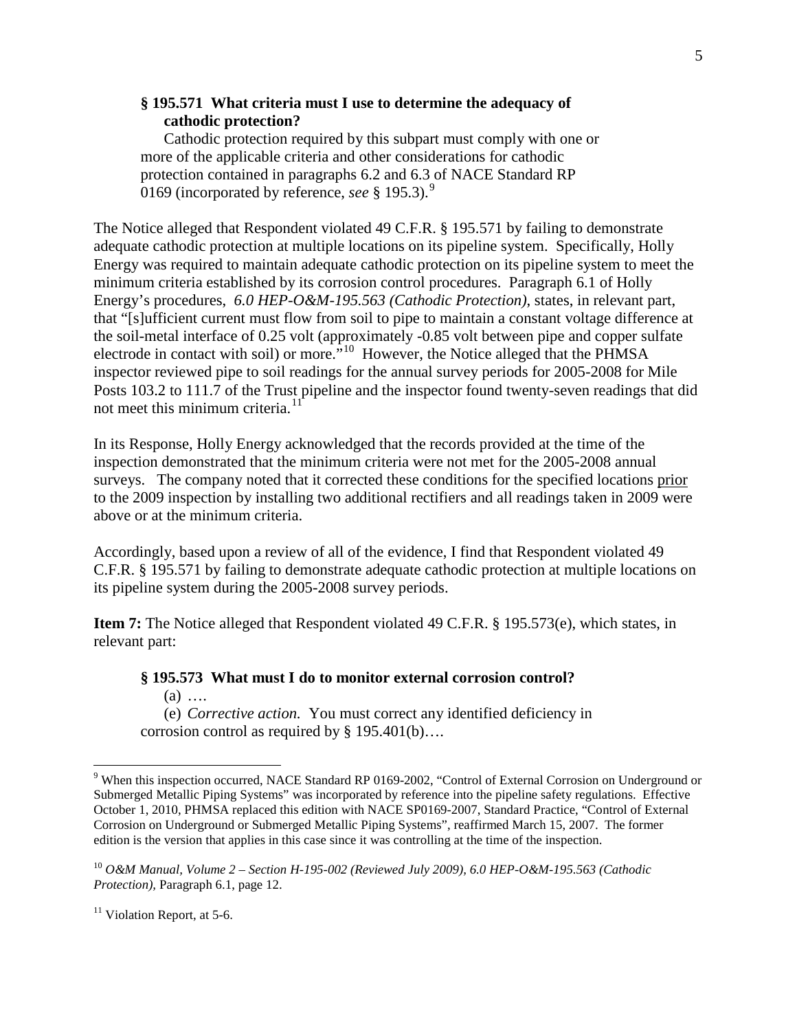**§ 195.571 What criteria must I use to determine the adequacy of cathodic protection?**

Cathodic protection required by this subpart must comply with one or more of the applicable criteria and other considerations for cathodic protection contained in paragraphs 6.2 and 6.3 of NACE Standard RP 0169 (incorporated by reference, *see* § 195.3).[9]

The Notice alleged that Respondent violated 49 C.F.R. § 195.571 by failing to demonstrate adequate cathodic protection at multiple locations on its pipeline system. Specifically, Holly Energy was required to maintain adequate cathodic protection on its pipeline system to meet the minimum criteria established by its corrosion control procedures. Paragraph 6.1 of Holly Energy's procedures, *6.0 HEP-O&M-195.563 (Cathodic Protection)*, states, in relevant part, that "[s]ufficient current must flow from soil to pipe to maintain a constant voltage difference at the soil-metal interface of 0.25 volt (approximately -0.85 volt between pipe and copper sulfate electrode in contact with soil) or more."[10] However, the Notice alleged that the PHMSA inspector reviewed pipe to soil readings for the annual survey periods for 2005-2008 for Mile Posts 103.2 to 111.7 of the Trust pipeline and the inspector found twenty-seven readings that did not meet this minimum criteria.[11]

In its Response, Holly Energy acknowledged that the records provided at the time of the inspection demonstrated that the minimum criteria were not met for the 2005-2008 annual surveys. The company noted that it corrected these conditions for the specified locations <u>prior</u> to the 2009 inspection by installing two additional rectifiers and all readings taken in 2009 were above or at the minimum criteria.

Accordingly, based upon a review of all of the evidence, I find that Respondent violated 49 C.F.R. § 195.571 by failing to demonstrate adequate cathodic protection at multiple locations on its pipeline system during the 2005-2008 survey periods.

**Item 7:** The Notice alleged that Respondent violated 49 C.F.R. § 195.573(e), which states, in relevant part:

**§ 195.573 What must I do to monitor external corrosion control?**

(a) ….

(e) *Corrective action.* You must correct any identified deficiency in corrosion control as required by § 195.401(b)….

---

[9] When this inspection occurred, NACE Standard RP 0169-2002, "Control of External Corrosion on Underground or Submerged Metallic Piping Systems" was incorporated by reference into the pipeline safety regulations. Effective October 1, 2010, PHMSA replaced this edition with NACE SP0169-2007, Standard Practice, "Control of External Corrosion on Underground or Submerged Metallic Piping Systems", reaffirmed March 15, 2007. The former edition is the version that applies in this case since it was controlling at the time of the inspection.

[10] *O&M Manual, Volume 2 – Section H-195-002 (Reviewed July 2009), 6.0 HEP-O&M-195.563 (Cathodic Protection),* Paragraph 6.1, page 12.

[11] Violation Report, at 5-6.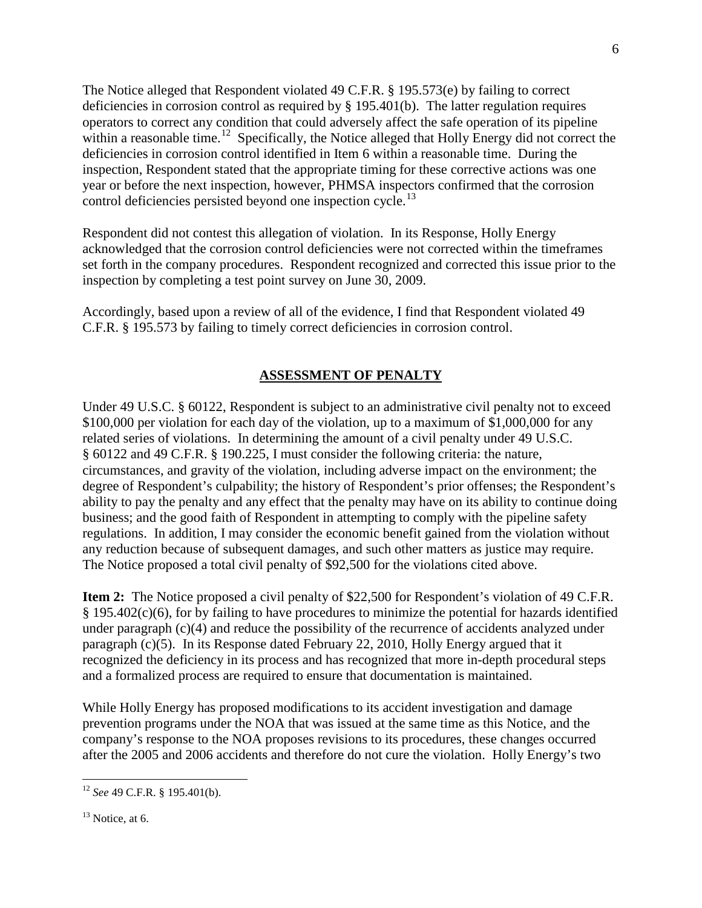The Notice alleged that Respondent violated 49 C.F.R. § 195.573(e) by failing to correct deficiencies in corrosion control as required by § 195.401(b). The latter regulation requires operators to correct any condition that could adversely affect the safe operation of its pipeline within a reasonable time.[12] Specifically, the Notice alleged that Holly Energy did not correct the deficiencies in corrosion control identified in Item 6 within a reasonable time. During the inspection, Respondent stated that the appropriate timing for these corrective actions was one year or before the next inspection, however, PHMSA inspectors confirmed that the corrosion control deficiencies persisted beyond one inspection cycle.[13]

Respondent did not contest this allegation of violation. In its Response, Holly Energy acknowledged that the corrosion control deficiencies were not corrected within the timeframes set forth in the company procedures. Respondent recognized and corrected this issue prior to the inspection by completing a test point survey on June 30, 2009.

Accordingly, based upon a review of all of the evidence, I find that Respondent violated 49 C.F.R. § 195.573 by failing to timely correct deficiencies in corrosion control.

## ASSESSMENT OF PENALTY

Under 49 U.S.C. § 60122, Respondent is subject to an administrative civil penalty not to exceed $100,000 per violation for each day of the violation, up to a maximum of $1,000,000 for any related series of violations. In determining the amount of a civil penalty under 49 U.S.C. § 60122 and 49 C.F.R. § 190.225, I must consider the following criteria: the nature, circumstances, and gravity of the violation, including adverse impact on the environment; the degree of Respondent's culpability; the history of Respondent's prior offenses; the Respondent's ability to pay the penalty and any effect that the penalty may have on its ability to continue doing business; and the good faith of Respondent in attempting to comply with the pipeline safety regulations. In addition, I may consider the economic benefit gained from the violation without any reduction because of subsequent damages, and such other matters as justice may require. The Notice proposed a total civil penalty of $92,500 for the violations cited above.

**Item 2:** The Notice proposed a civil penalty of $22,500 for Respondent's violation of 49 C.F.R. § 195.402(c)(6), for by failing to have procedures to minimize the potential for hazards identified under paragraph (c)(4) and reduce the possibility of the recurrence of accidents analyzed under paragraph (c)(5). In its Response dated February 22, 2010, Holly Energy argued that it recognized the deficiency in its process and has recognized that more in-depth procedural steps and a formalized process are required to ensure that documentation is maintained.

While Holly Energy has proposed modifications to its accident investigation and damage prevention programs under the NOA that was issued at the same time as this Notice, and the company's response to the NOA proposes revisions to its procedures, these changes occurred after the 2005 and 2006 accidents and therefore do not cure the violation. Holly Energy's two

---

[12] *See* 49 C.F.R. § 195.401(b).

[13] Notice, at 6.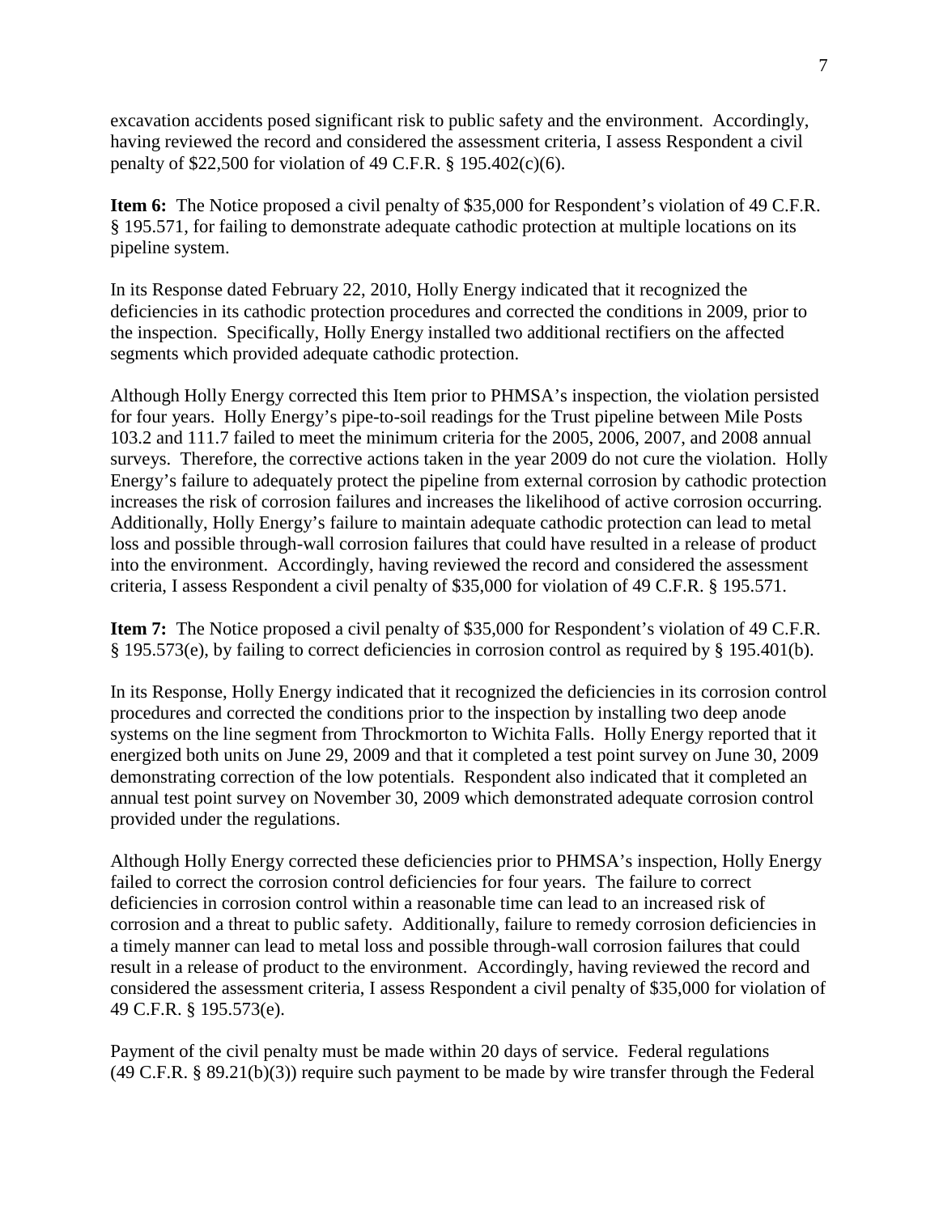excavation accidents posed significant risk to public safety and the environment. Accordingly, having reviewed the record and considered the assessment criteria, I assess Respondent a civil penalty of $22,500 for violation of 49 C.F.R. § 195.402(c)(6).

**Item 6:** The Notice proposed a civil penalty of $35,000 for Respondent's violation of 49 C.F.R. § 195.571, for failing to demonstrate adequate cathodic protection at multiple locations on its pipeline system.

In its Response dated February 22, 2010, Holly Energy indicated that it recognized the deficiencies in its cathodic protection procedures and corrected the conditions in 2009, prior to the inspection. Specifically, Holly Energy installed two additional rectifiers on the affected segments which provided adequate cathodic protection.

Although Holly Energy corrected this Item prior to PHMSA's inspection, the violation persisted for four years. Holly Energy's pipe-to-soil readings for the Trust pipeline between Mile Posts 103.2 and 111.7 failed to meet the minimum criteria for the 2005, 2006, 2007, and 2008 annual surveys. Therefore, the corrective actions taken in the year 2009 do not cure the violation. Holly Energy's failure to adequately protect the pipeline from external corrosion by cathodic protection increases the risk of corrosion failures and increases the likelihood of active corrosion occurring. Additionally, Holly Energy's failure to maintain adequate cathodic protection can lead to metal loss and possible through-wall corrosion failures that could have resulted in a release of product into the environment. Accordingly, having reviewed the record and considered the assessment criteria, I assess Respondent a civil penalty of $35,000 for violation of 49 C.F.R. § 195.571.

**Item 7:** The Notice proposed a civil penalty of $35,000 for Respondent's violation of 49 C.F.R. § 195.573(e), by failing to correct deficiencies in corrosion control as required by § 195.401(b).

In its Response, Holly Energy indicated that it recognized the deficiencies in its corrosion control procedures and corrected the conditions prior to the inspection by installing two deep anode systems on the line segment from Throckmorton to Wichita Falls. Holly Energy reported that it energized both units on June 29, 2009 and that it completed a test point survey on June 30, 2009 demonstrating correction of the low potentials. Respondent also indicated that it completed an annual test point survey on November 30, 2009 which demonstrated adequate corrosion control provided under the regulations.

Although Holly Energy corrected these deficiencies prior to PHMSA's inspection, Holly Energy failed to correct the corrosion control deficiencies for four years. The failure to correct deficiencies in corrosion control within a reasonable time can lead to an increased risk of corrosion and a threat to public safety. Additionally, failure to remedy corrosion deficiencies in a timely manner can lead to metal loss and possible through-wall corrosion failures that could result in a release of product to the environment. Accordingly, having reviewed the record and considered the assessment criteria, I assess Respondent a civil penalty of $35,000 for violation of 49 C.F.R. § 195.573(e).

Payment of the civil penalty must be made within 20 days of service. Federal regulations (49 C.F.R. § 89.21(b)(3)) require such payment to be made by wire transfer through the Federal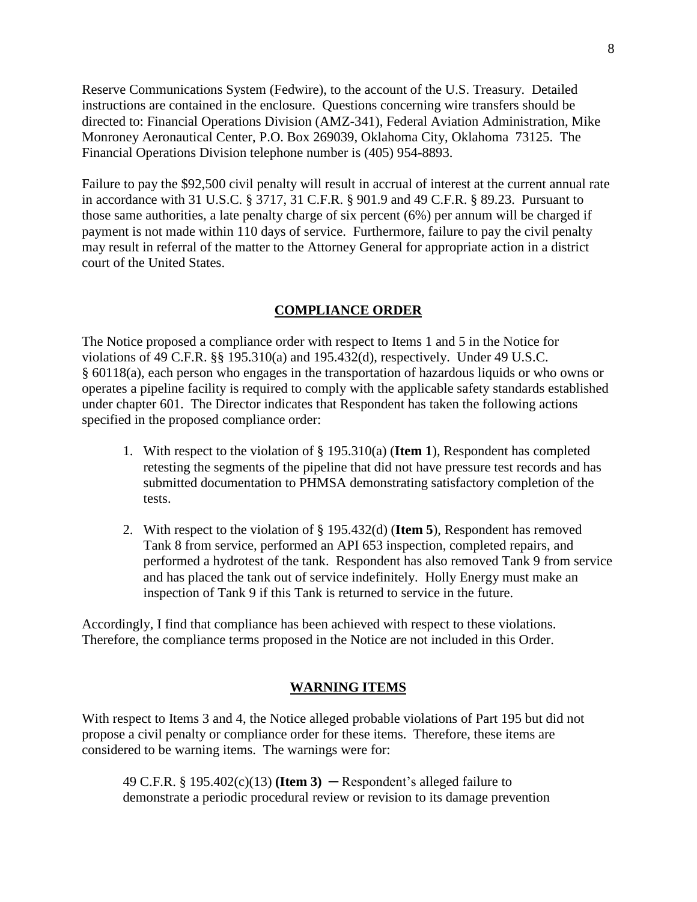Reserve Communications System (Fedwire), to the account of the U.S. Treasury. Detailed instructions are contained in the enclosure. Questions concerning wire transfers should be directed to: Financial Operations Division (AMZ-341), Federal Aviation Administration, Mike Monroney Aeronautical Center, P.O. Box 269039, Oklahoma City, Oklahoma 73125. The Financial Operations Division telephone number is (405) 954-8893.

Failure to pay the $92,500 civil penalty will result in accrual of interest at the current annual rate in accordance with 31 U.S.C. § 3717, 31 C.F.R. § 901.9 and 49 C.F.R. § 89.23. Pursuant to those same authorities, a late penalty charge of six percent (6%) per annum will be charged if payment is not made within 110 days of service. Furthermore, failure to pay the civil penalty may result in referral of the matter to the Attorney General for appropriate action in a district court of the United States.

## COMPLIANCE ORDER

The Notice proposed a compliance order with respect to Items 1 and 5 in the Notice for violations of 49 C.F.R. §§ 195.310(a) and 195.432(d), respectively. Under 49 U.S.C. § 60118(a), each person who engages in the transportation of hazardous liquids or who owns or operates a pipeline facility is required to comply with the applicable safety standards established under chapter 601. The Director indicates that Respondent has taken the following actions specified in the proposed compliance order:

1. With respect to the violation of § 195.310(a) (**Item 1**), Respondent has completed retesting the segments of the pipeline that did not have pressure test records and has submitted documentation to PHMSA demonstrating satisfactory completion of the tests.

2. With respect to the violation of § 195.432(d) (**Item 5**), Respondent has removed Tank 8 from service, performed an API 653 inspection, completed repairs, and performed a hydrotest of the tank. Respondent has also removed Tank 9 from service and has placed the tank out of service indefinitely. Holly Energy must make an inspection of Tank 9 if this Tank is returned to service in the future.

Accordingly, I find that compliance has been achieved with respect to these violations. Therefore, the compliance terms proposed in the Notice are not included in this Order.

## WARNING ITEMS

With respect to Items 3 and 4, the Notice alleged probable violations of Part 195 but did not propose a civil penalty or compliance order for these items. Therefore, these items are considered to be warning items. The warnings were for:

49 C.F.R. § 195.402(c)(13) **(Item 3)** ─ Respondent's alleged failure to demonstrate a periodic procedural review or revision to its damage prevention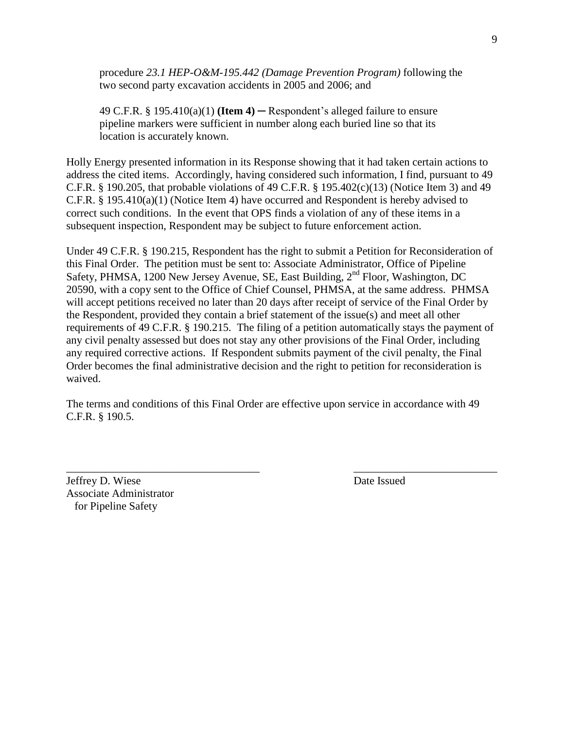procedure *23.1 HEP-O&M-195.442 (Damage Prevention Program)* following the two second party excavation accidents in 2005 and 2006; and

49 C.F.R. § 195.410(a)(1) **(Item 4)** ─ Respondent's alleged failure to ensure pipeline markers were sufficient in number along each buried line so that its location is accurately known.

Holly Energy presented information in its Response showing that it had taken certain actions to address the cited items. Accordingly, having considered such information, I find, pursuant to 49 C.F.R. § 190.205, that probable violations of 49 C.F.R. § 195.402(c)(13) (Notice Item 3) and 49 C.F.R. § 195.410(a)(1) (Notice Item 4) have occurred and Respondent is hereby advised to correct such conditions. In the event that OPS finds a violation of any of these items in a subsequent inspection, Respondent may be subject to future enforcement action.

Under 49 C.F.R. § 190.215, Respondent has the right to submit a Petition for Reconsideration of this Final Order. The petition must be sent to: Associate Administrator, Office of Pipeline Safety, PHMSA, 1200 New Jersey Avenue, SE, East Building, 2nd Floor, Washington, DC 20590, with a copy sent to the Office of Chief Counsel, PHMSA, at the same address. PHMSA will accept petitions received no later than 20 days after receipt of service of the Final Order by the Respondent, provided they contain a brief statement of the issue(s) and meet all other requirements of 49 C.F.R. § 190.215. The filing of a petition automatically stays the payment of any civil penalty assessed but does not stay any other provisions of the Final Order, including any required corrective actions. If Respondent submits payment of the civil penalty, the Final Order becomes the final administrative decision and the right to petition for reconsideration is waived.

The terms and conditions of this Final Order are effective upon service in accordance with 49 C.F.R. § 190.5.

\_\_\_\_\_\_\_\_\_\_\_\_\_\_\_\_\_\_\_\_\_\_\_\_\_\_\_\_\_\_\_\_\_\_ \_\_\_\_\_\_\_\_\_\_\_\_\_\_\_\_\_\_\_\_\_\_\_\_\_\_

Jeffrey D. Wiese  
Associate Administrator  
for Pipeline Safety

Date Issued